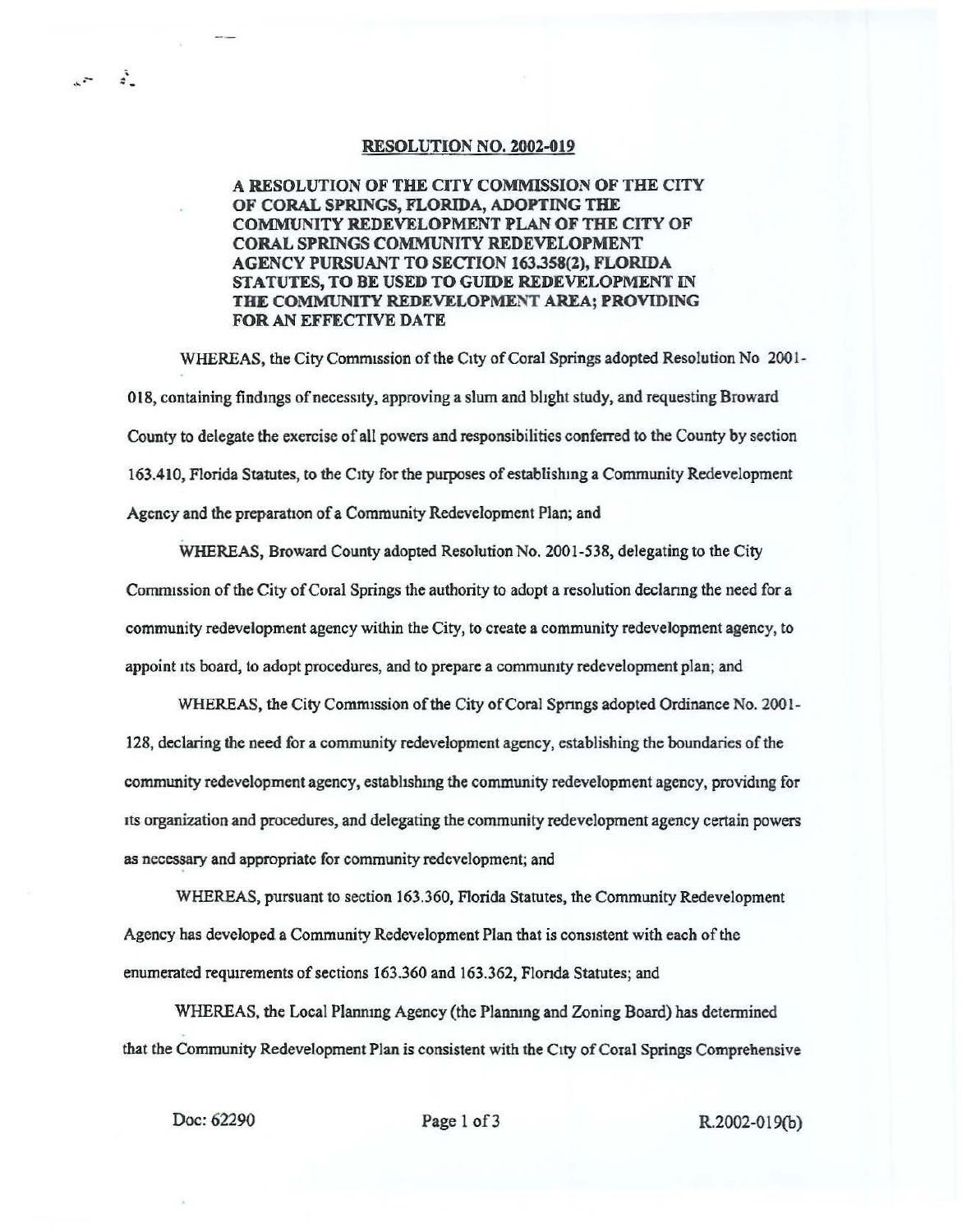**RESOLUTION NO. 2002-019**

**A RESOLUTION OF THE CITY COMMISSION OF THE CITY OF CORAL SPRINGS, FLORIDA, ADOPTING THE COMMUNITY REDEVELOPMENT PLAN OF THE CITY OF CORAL SPRINGS COMMUNITY REDEVELOPMENT AGENCY PURSUANT TO SECTION 163.358(2), FLORIDA STATUTES, TO BE USED TO GUIDE REDEVELOPMENT IN THE COMMUNITY REDEVELOPMENT AREA; PROVIDING FOR AN EFFECTIVE DATE**

WHEREAS, the City Commission of the City of Coral Springs adopted Resolution No 2001-018, containing findings of necessity, approving a slum and blight study, and requesting Broward County to delegate the exercise of all powers and responsibilities conferred to the County by section 163.410, Florida Statutes, to the City for the purposes of establishing a Community Redevelopment Agency and the preparation of a Community Redevelopment Plan; and

WHEREAS, Broward County adopted Resolution No. 2001-538, delegating to the City Commission of the City of Coral Springs the authority to adopt a resolution declaring the need for a community redevelopment agency within the City, to create a community redevelopment agency, to appoint its board, to adopt procedures, and to prepare a community redevelopment plan; and

WHEREAS, the City Commission of the City of Coral Springs adopted Ordinance No. 2001-128, declaring the need for a community redevelopment agency, establishing the boundaries of the community redevelopment agency, establishing the community redevelopment agency, providing for its organization and procedures, and delegating the community redevelopment agency certain powers as necessary and appropriate for community redevelopment; and

WHEREAS, pursuant to section 163.360, Florida Statutes, the Community Redevelopment Agency has developed a Community Redevelopment Plan that is consistent with each of the enumerated requirements of sections 163.360 and 163.362, Florida Statutes; and

WHEREAS, the Local Planning Agency (the Planning and Zoning Board) has determined that the Community Redevelopment Plan is consistent with the City of Coral Springs Comprehensive

Doc: 62290 R.2002-019(b)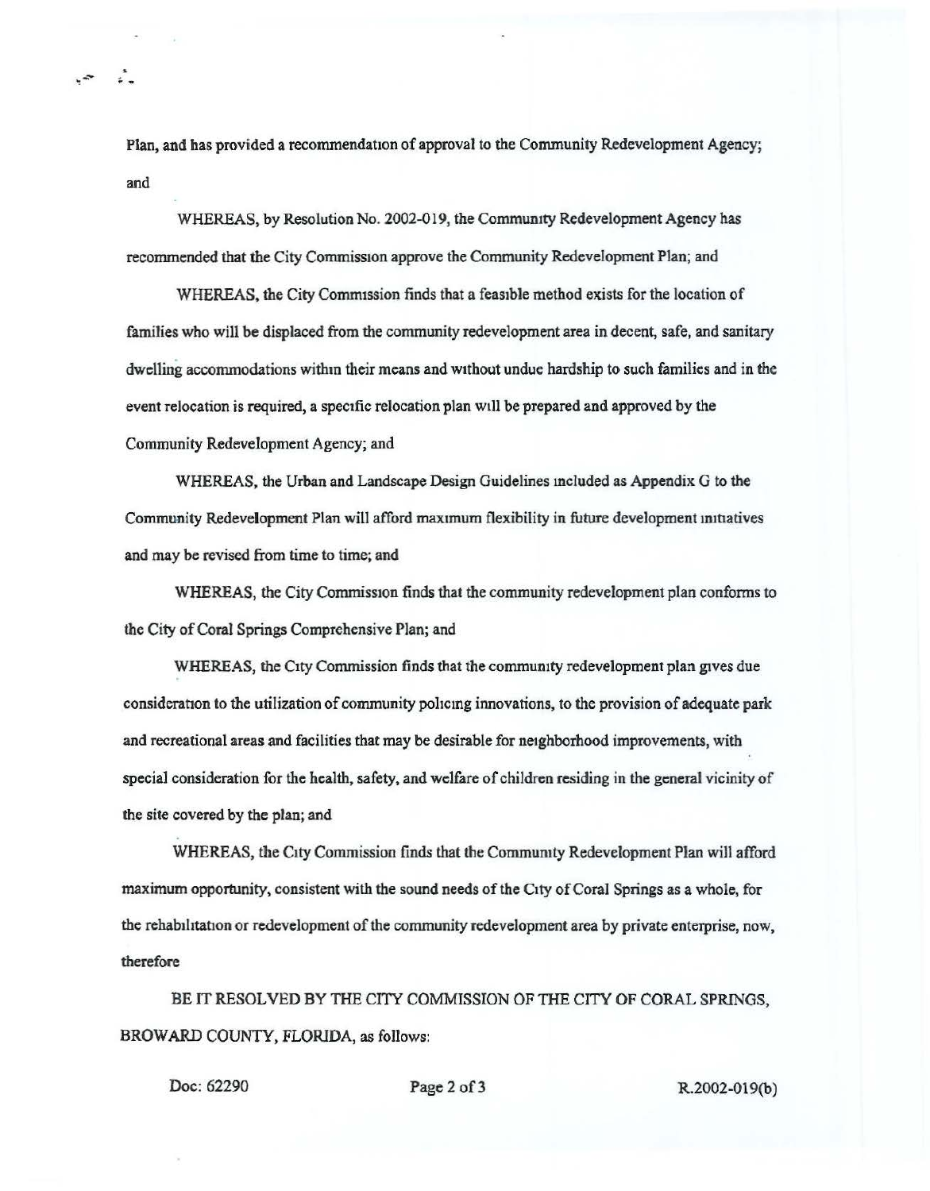Plan, and has provided a recommendation of approval to the Community Redevelopment Agency; and

WHEREAS, by Resolution No. 2002-019, the Community Redevelopment Agency has recommended that the City Commission approve the Community Redevelopment Plan; and

WHEREAS, the City Commission finds that a feasible method exists for the location of families who will be displaced from the community redevelopment area in decent, safe, and sanitary dwelling accommodations within their means and without undue hardship to such families and in the event relocation is required, a specific relocation plan will be prepared and approved by the Community Redevelopment Agency; and

WHEREAS, the Urban and Landscape Design Guidelines included as Appendix G to the Community Redevelopment Plan will afford maximum flexibility in future development initiatives and may be revised from time to time; and

WHEREAS, the City Commission finds that the community redevelopment plan conforms to the City of Coral Springs Comprehensive Plan; and

WHEREAS, the City Commission finds that the community redevelopment plan gives due consideration to the utilization of community policing innovations, to the provision of adequate park and recreational areas and facilities that may be desirable for neighborhood improvements, with special consideration for the health, safety, and welfare of children residing in the general vicinity of the site covered by the plan; and

WHEREAS, the City Commission finds that the Community Redevelopment Plan will afford maximum opportunity, consistent with the sound needs of the City of Coral Springs as a whole, for the rehabilitation or redevelopment of the community redevelopment area by private enterprise, now, therefore

BE IT RESOLVED BY THE CITY COMMISSION OF THE CITY OF CORAL SPRINGS, BROWARD COUNTY, FLORIDA, as follows:

Doc: 62290 R.2002-019(b)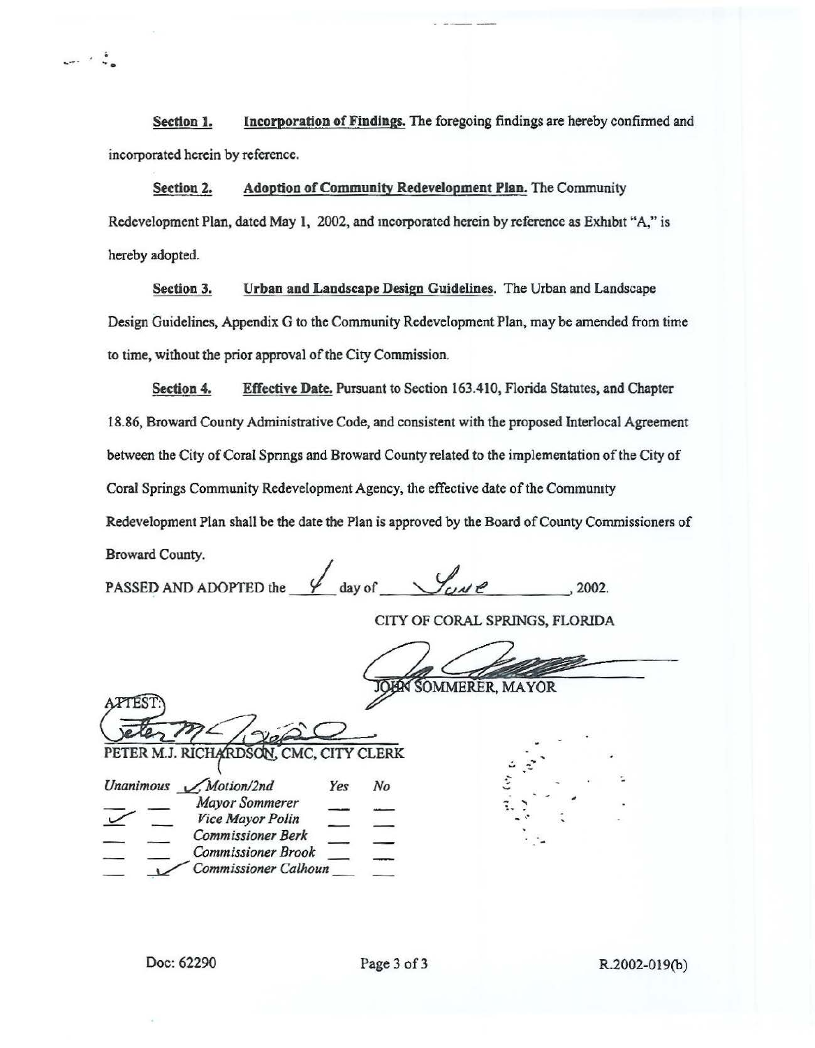**Section 1.** **Incorporation of Findings.** The foregoing findings are hereby confirmed and incorporated herein by reference.

**Section 2.** **Adoption of Community Redevelopment Plan.** The Community Redevelopment Plan, dated May 1, 2002, and incorporated herein by reference as Exhibit "A," is hereby adopted.

**Section 3.** **Urban and Landscape Design Guidelines.** The Urban and Landscape Design Guidelines, Appendix G to the Community Redevelopment Plan, may be amended from time to time, without the prior approval of the City Commission.

**Section 4.** **Effective Date.** Pursuant to Section 163.410, Florida Statutes, and Chapter 18.86, Broward County Administrative Code, and consistent with the proposed Interlocal Agreement between the City of Coral Springs and Broward County related to the implementation of the City of Coral Springs Community Redevelopment Agency, the effective date of the Community Redevelopment Plan shall be the date the Plan is approved by the Board of County Commissioners of Broward County.

PASSED AND ADOPTED the 4 day of June, 2002.

CITY OF CORAL SPRINGS, FLORIDA

JOHN SOMMERER, MAYOR

ATTEST:

PETER M.J. RICHARDSON, CMC, CITY CLERK

| Unanimous ✓ | Motion/2nd | | Yes | No |
|---|---|---|---|---|
| | | Mayor Sommerer | | |
| ✓ | | Vice Mayor Polin | | |
| | | Commissioner Berk | | |
| | | Commissioner Brook | | |
| | ✓ | Commissioner Calhoun | | |

Doc: 62290

R.2002-019(b)